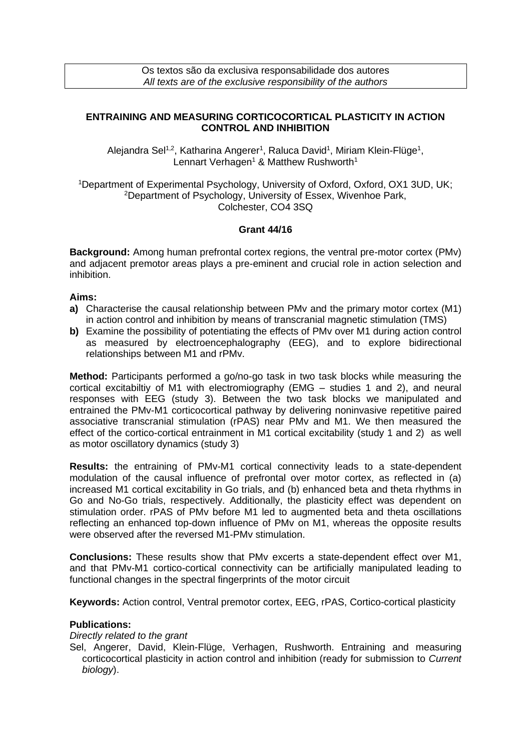Os textos são da exclusiva responsabilidade dos autores
*All texts are of the exclusive responsibility of the authors*

# ENTRAINING AND MEASURING CORTICOCORTICAL PLASTICITY IN ACTION CONTROL AND INHIBITION

Alejandra Sel[1,2], Katharina Angerer[1], Raluca David[1], Miriam Klein-Flüge[1], Lennart Verhagen[1] & Matthew Rushworth[1]

[1]Department of Experimental Psychology, University of Oxford, Oxford, OX1 3UD, UK; [2]Department of Psychology, University of Essex, Wivenhoe Park, Colchester, CO4 3SQ

**Grant 44/16**

**Background:** Among human prefrontal cortex regions, the ventral pre-motor cortex (PMv) and adjacent premotor areas plays a pre-eminent and crucial role in action selection and inhibition.

**Aims:**

- **a)** Characterise the causal relationship between PMv and the primary motor cortex (M1) in action control and inhibition by means of transcranial magnetic stimulation (TMS)
- **b)** Examine the possibility of potentiating the effects of PMv over M1 during action control as measured by electroencephalography (EEG), and to explore bidirectional relationships between M1 and rPMv.

**Method:** Participants performed a go/no-go task in two task blocks while measuring the cortical excitabiltiy of M1 with electromiography (EMG – studies 1 and 2), and neural responses with EEG (study 3). Between the two task blocks we manipulated and entrained the PMv-M1 corticocortical pathway by delivering noninvasive repetitive paired associative transcranial stimulation (rPAS) near PMv and M1. We then measured the effect of the cortico-cortical entrainment in M1 cortical excitability (study 1 and 2) as well as motor oscillatory dynamics (study 3)

**Results:** the entraining of PMv-M1 cortical connectivity leads to a state-dependent modulation of the causal influence of prefrontal over motor cortex, as reflected in (a) increased M1 cortical excitability in Go trials, and (b) enhanced beta and theta rhythms in Go and No-Go trials, respectively. Additionally, the plasticity effect was dependent on stimulation order. rPAS of PMv before M1 led to augmented beta and theta oscillations reflecting an enhanced top-down influence of PMv on M1, whereas the opposite results were observed after the reversed M1-PMv stimulation.

**Conclusions:** These results show that PMv excerts a state-dependent effect over M1, and that PMv-M1 cortico-cortical connectivity can be artificially manipulated leading to functional changes in the spectral fingerprints of the motor circuit

**Keywords:** Action control, Ventral premotor cortex, EEG, rPAS, Cortico-cortical plasticity

**Publications:**

*Directly related to the grant*

Sel, Angerer, David, Klein-Flüge, Verhagen, Rushworth. Entraining and measuring corticocortical plasticity in action control and inhibition (ready for submission to *Current biology*).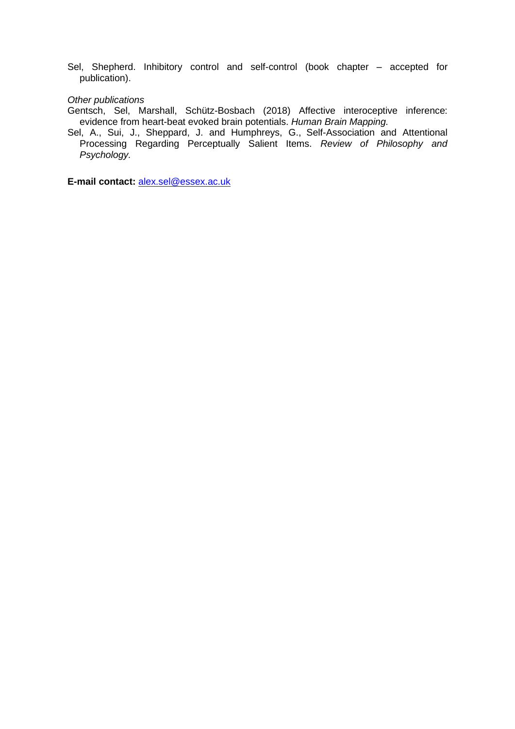Sel, Shepherd. Inhibitory control and self-control (book chapter – accepted for publication).

*Other publications*

Gentsch, Sel, Marshall, Schütz-Bosbach (2018) Affective interoceptive inference: evidence from heart-beat evoked brain potentials. *Human Brain Mapping.*

Sel, A., Sui, J., Sheppard, J. and Humphreys, G., Self-Association and Attentional Processing Regarding Perceptually Salient Items. *Review of Philosophy and Psychology.*

**E-mail contact:** alex.sel@essex.ac.uk